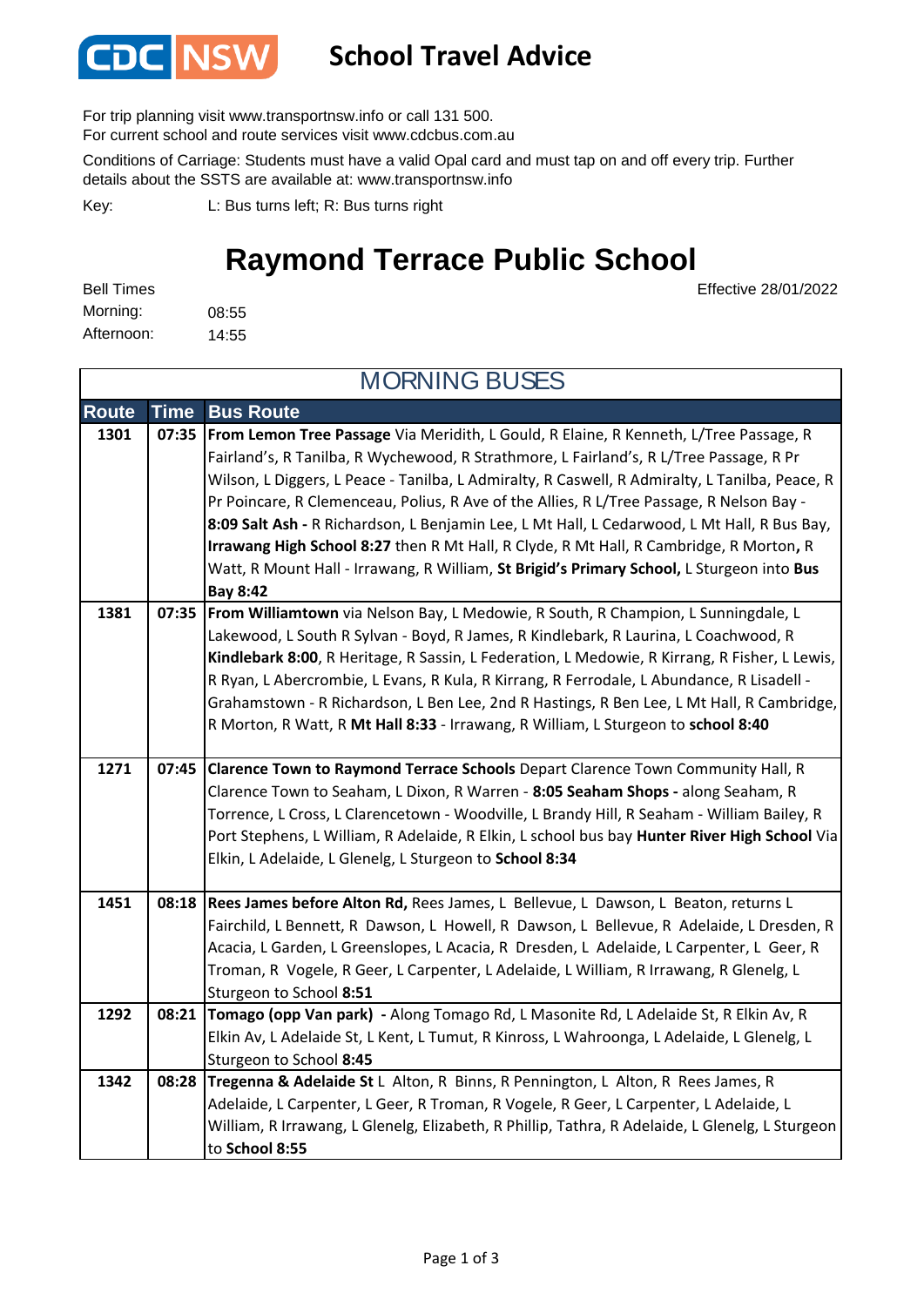# School Travel Advice

For trip planning visit www.transportnsw.info or call 131 500.
For current school and route services visit www.cdcbus.com.au

Conditions of Carriage: Students must have a valid Opal card and must tap on and off every trip. Further details about the SSTS are available at: www.transportnsw.info

Key: L: Bus turns left; R: Bus turns right

## Raymond Terrace Public School

Effective 28/01/2022

Bell Times
Morning: 08:55
Afternoon: 14:55

### MORNING BUSES

| Route | Time | Bus Route |
|---|---|---|
| 1301 | 07:35 | **From Lemon Tree Passage** Via Meridith, L Gould, R Elaine, R Kenneth, L/Tree Passage, R Fairland's, R Tanilba, R Wychewood, R Strathmore, L Fairland's, R L/Tree Passage, R Pr Wilson, L Diggers, L Peace - Tanilba, L Admiralty, R Caswell, R Admiralty, L Tanilba, Peace, R Pr Poincare, R Clemenceau, Polius, R Ave of the Allies, R L/Tree Passage, R Nelson Bay - **8:09 Salt Ash -** R Richardson, L Benjamin Lee, L Mt Hall, L Cedarwood, L Mt Hall, R Bus Bay, **Irrawang High School 8:27** then R Mt Hall, R Clyde, R Mt Hall, R Cambridge, R Morton, R Watt, R Mount Hall - Irrawang, R William, **St Brigid's Primary School,** L Sturgeon into **Bus Bay 8:42** |
| 1381 | 07:35 | **From Williamtown** via Nelson Bay, L Medowie, R South, R Champion, L Sunningdale, L Lakewood, L South R Sylvan - Boyd, R James, R Kindlebark, R Laurina, L Coachwood, R **Kindlebark 8:00**, R Heritage, R Sassin, L Federation, L Medowie, R Kirrang, R Fisher, L Lewis, R Ryan, L Abercrombie, L Evans, R Kula, R Kirrang, R Ferrodale, L Abundance, R Lisadell - Grahamstown - R Richardson, L Ben Lee, 2nd R Hastings, R Ben Lee, L Mt Hall, R Cambridge, R Morton, R Watt, R **Mt Hall 8:33** - Irrawang, R William, L Sturgeon to **school 8:40** |
| 1271 | 07:45 | **Clarence Town to Raymond Terrace Schools** Depart Clarence Town Community Hall, R Clarence Town to Seaham, L Dixon, R Warren - **8:05 Seaham Shops -** along Seaham, R Torrence, L Cross, L Clarencetown - Woodville, L Brandy Hill, R Seaham - William Bailey, R Port Stephens, L William, R Adelaide, R Elkin, L school bus bay **Hunter River High School** Via Elkin, L Adelaide, L Glenelg, L Sturgeon to **School 8:34** |
| 1451 | 08:18 | **Rees James before Alton Rd,** Rees James, L Bellevue, L Dawson, L Beaton, returns L Fairchild, L Bennett, R Dawson, L Howell, R Dawson, L Bellevue, R Adelaide, L Dresden, R Acacia, L Garden, L Greenslopes, L Acacia, R Dresden, L Adelaide, L Carpenter, L Geer, R Troman, R Vogele, R Geer, L Carpenter, L Adelaide, L William, R Irrawang, R Glenelg, L Sturgeon to School **8:51** |
| 1292 | 08:21 | **Tomago (opp Van park) -** Along Tomago Rd, L Masonite Rd, L Adelaide St, R Elkin Av, R Elkin Av, L Adelaide St, L Kent, L Tumut, R Kinross, L Wahroonga, L Adelaide, L Glenelg, L Sturgeon to School **8:45** |
| 1342 | 08:28 | **Tregenna & Adelaide St** L Alton, R Binns, R Pennington, L Alton, R Rees James, R Adelaide, L Carpenter, L Geer, R Troman, R Vogele, R Geer, L Carpenter, L Adelaide, L William, R Irrawang, L Glenelg, Elizabeth, R Phillip, Tathra, R Adelaide, L Glenelg, L Sturgeon to **School 8:55** |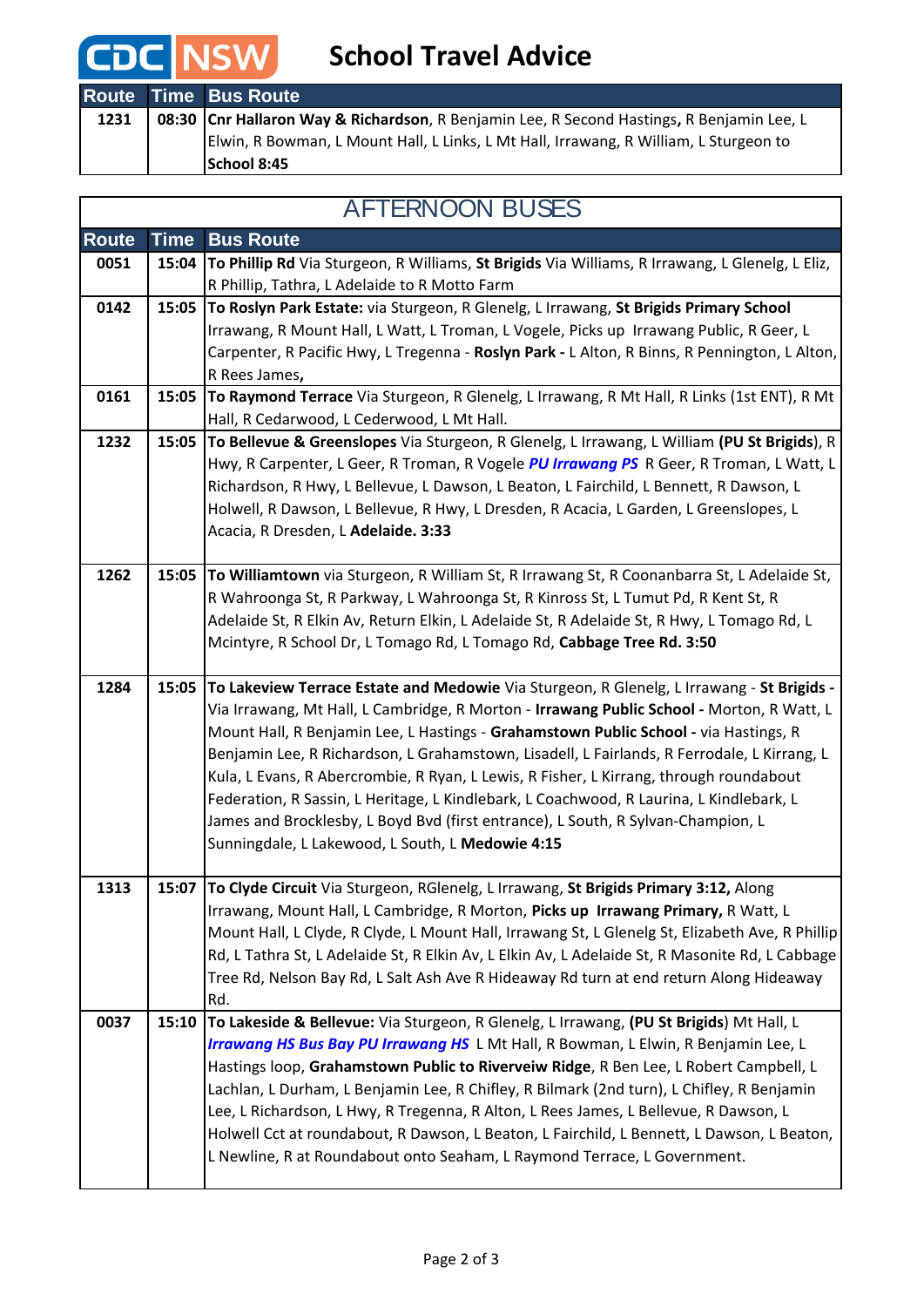# CDC NSW School Travel Advice

| Route | Time | Bus Route |
|---|---|---|
| 1231 | 08:30 | **Cnr Hallaron Way & Richardson**, R Benjamin Lee, R Second Hastings**,** R Benjamin Lee, L Elwin, R Bowman, L Mount Hall, L Links, L Mt Hall, Irrawang, R William, L Sturgeon to **School 8:45** |

## AFTERNOON BUSES

| Route | Time | Bus Route |
|---|---|---|
| 0051 | 15:04 | **To Phillip Rd** Via Sturgeon, R Williams, **St Brigids** Via Williams, R Irrawang, L Glenelg, L Eliz, R Phillip, Tathra, L Adelaide to R Motto Farm |
| 0142 | 15:05 | **To Roslyn Park Estate:** via Sturgeon, R Glenelg, L Irrawang, **St Brigids Primary School** Irrawang, R Mount Hall, L Watt, L Troman, L Vogele, Picks up Irrawang Public, R Geer, L Carpenter, R Pacific Hwy, L Tregenna - **Roslyn Park -** L Alton, R Binns, R Pennington, L Alton, R Rees James**,** |
| 0161 | 15:05 | **To Raymond Terrace** Via Sturgeon, R Glenelg, L Irrawang, R Mt Hall, R Links (1st ENT), R Mt Hall, R Cedarwood, L Cederwood, L Mt Hall. |
| 1232 | 15:05 | **To Bellevue & Greenslopes** Via Sturgeon, R Glenelg, L Irrawang, L William **(PU St Brigids**), R Hwy, R Carpenter, L Geer, R Troman, R Vogele ***PU Irrawang PS*** R Geer, R Troman, L Watt, L Richardson, R Hwy, L Bellevue, L Dawson, L Beaton, L Fairchild, L Bennett, R Dawson, L Holwell, R Dawson, L Bellevue, R Hwy, L Dresden, R Acacia, L Garden, L Greenslopes, L Acacia, R Dresden, L **Adelaide. 3:33** |
| 1262 | 15:05 | **To Williamtown** via Sturgeon, R William St, R Irrawang St, R Coonanbarra St, L Adelaide St, R Wahroonga St, R Parkway, L Wahroonga St, R Kinross St, L Tumut Pd, R Kent St, R Adelaide St, R Elkin Av, Return Elkin, L Adelaide St, R Adelaide St, R Hwy, L Tomago Rd, L Mcintyre, R School Dr, L Tomago Rd, L Tomago Rd, **Cabbage Tree Rd. 3:50** |
| 1284 | 15:05 | **To Lakeview Terrace Estate and Medowie** Via Sturgeon, R Glenelg, L Irrawang - **St Brigids -** Via Irrawang, Mt Hall, L Cambridge, R Morton - **Irrawang Public School -** Morton, R Watt, L Mount Hall, R Benjamin Lee, L Hastings - **Grahamstown Public School -** via Hastings, R Benjamin Lee, R Richardson, L Grahamstown, Lisadell, L Fairlands, R Ferrodale, L Kirrang, L Kula, L Evans, R Abercrombie, R Ryan, L Lewis, R Fisher, L Kirrang, through roundabout Federation, R Sassin, L Heritage, L Kindlebark, L Coachwood, R Laurina, L Kindlebark, L James and Brocklesby, L Boyd Bvd (first entrance), L South, R Sylvan-Champion, L Sunningdale, L Lakewood, L South, L **Medowie 4:15** |
| 1313 | 15:07 | **To Clyde Circuit** Via Sturgeon, RGlenelg, L Irrawang, **St Brigids Primary 3:12,** Along Irrawang, Mount Hall, L Cambridge, R Morton, **Picks up Irrawang Primary,** R Watt, L Mount Hall, L Clyde, R Clyde, L Mount Hall, Irrawang St, L Glenelg St, Elizabeth Ave, R Phillip Rd, L Tathra St, L Adelaide St, R Elkin Av, L Elkin Av, L Adelaide St, R Masonite Rd, L Cabbage Tree Rd, Nelson Bay Rd, L Salt Ash Ave R Hideaway Rd turn at end return Along Hideaway Rd. |
| 0037 | 15:10 | **To Lakeside & Bellevue:** Via Sturgeon, R Glenelg, L Irrawang, **(PU St Brigids**) Mt Hall, L ***Irrawang HS Bus Bay PU Irrawang HS*** L Mt Hall, R Bowman, L Elwin, R Benjamin Lee, L Hastings loop, **Grahamstown Public to Riverveiw Ridge**, R Ben Lee, L Robert Campbell, L Lachlan, L Durham, L Benjamin Lee, R Chifley, R Bilmark (2nd turn), L Chifley, R Benjamin Lee, L Richardson, L Hwy, R Tregenna, R Alton, L Rees James, L Bellevue, R Dawson, L Holwell Cct at roundabout, R Dawson, L Beaton, L Fairchild, L Bennett, L Dawson, L Beaton, L Newline, R at Roundabout onto Seaham, L Raymond Terrace, L Government. |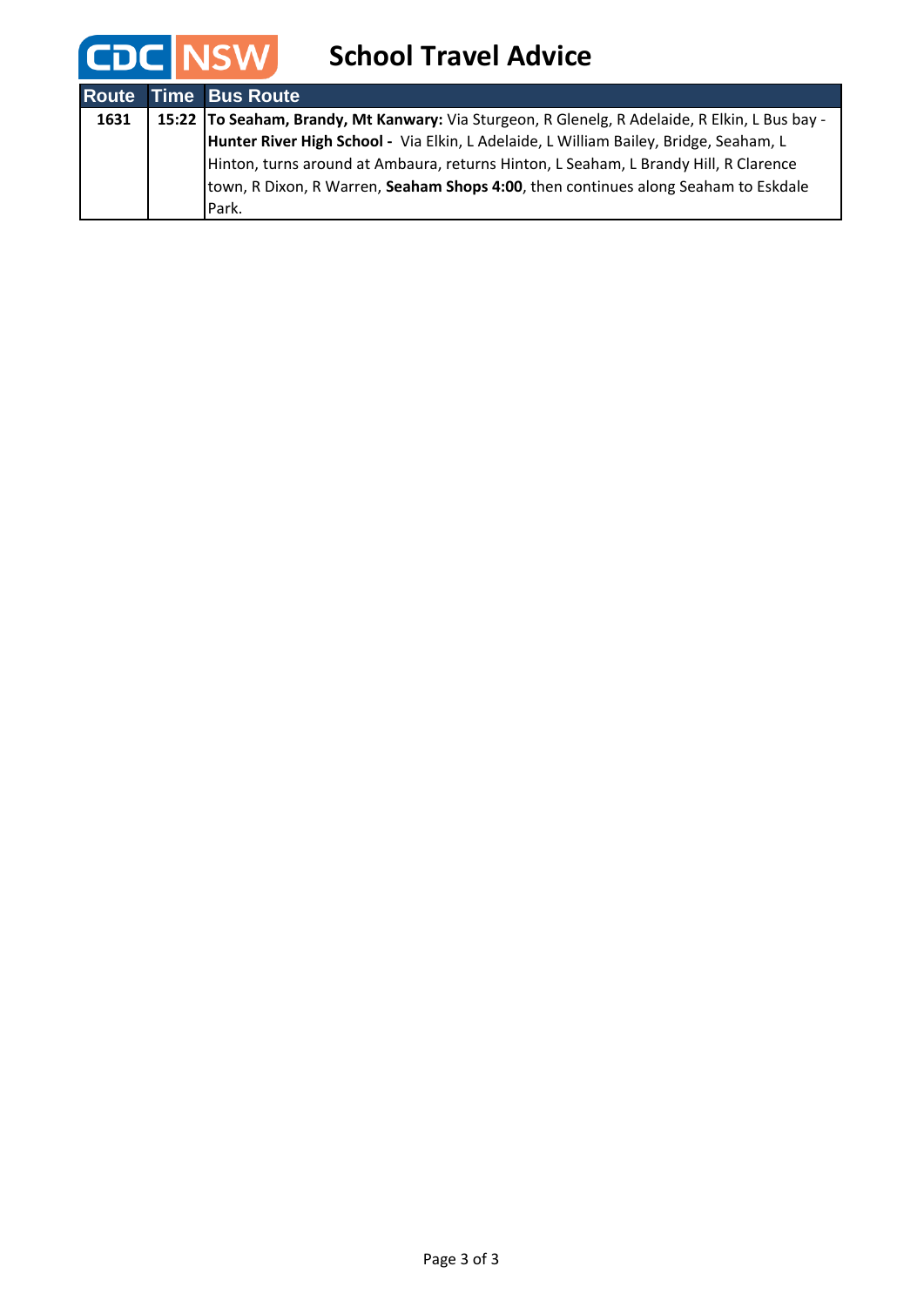# CDC NSW School Travel Advice

| Route | Time | Bus Route |
|---|---|---|
| **1631** | **15:22** | **To Seaham, Brandy, Mt Kanwary:** Via Sturgeon, R Glenelg, R Adelaide, R Elkin, L Bus bay - **Hunter River High School -** Via Elkin, L Adelaide, L William Bailey, Bridge, Seaham, L Hinton, turns around at Ambaura, returns Hinton, L Seaham, L Brandy Hill, R Clarence town, R Dixon, R Warren, **Seaham Shops 4:00**, then continues along Seaham to Eskdale Park. |